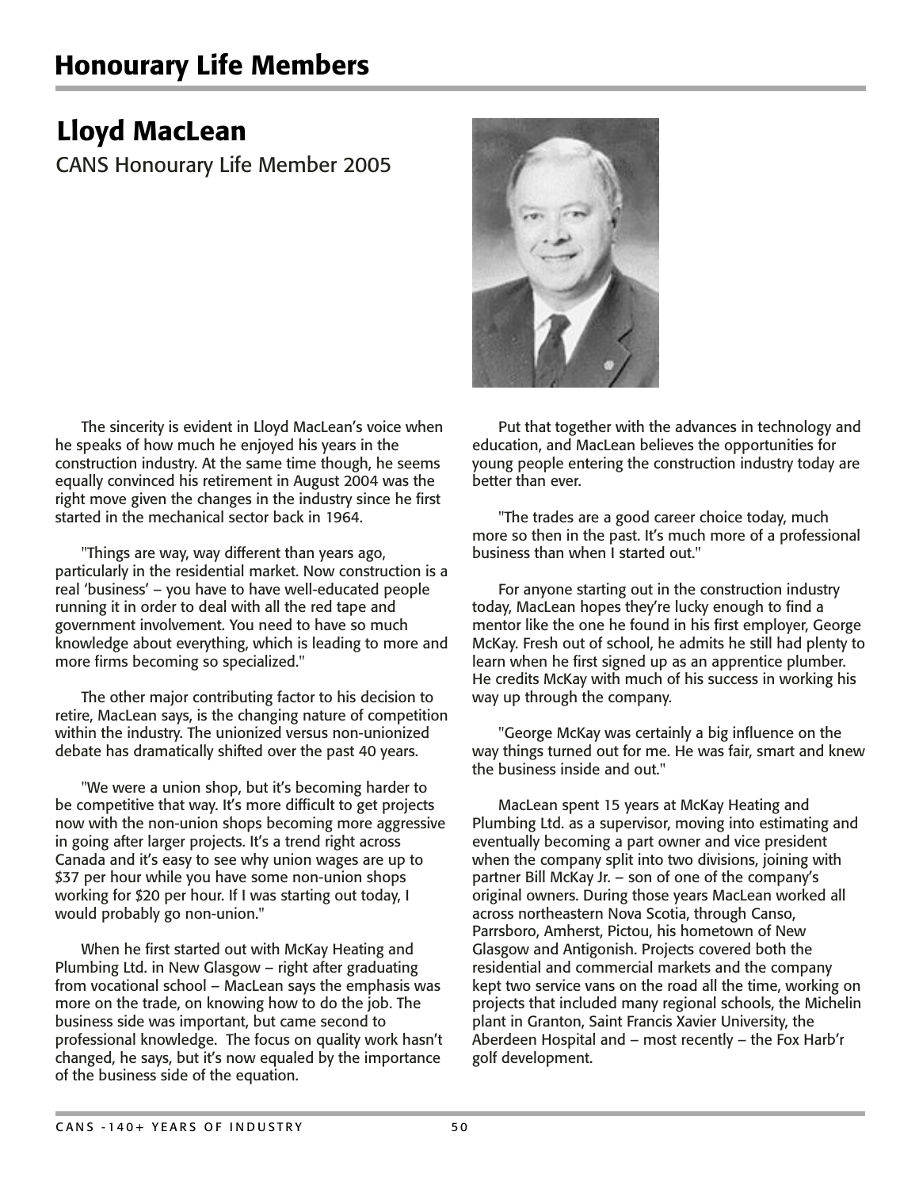# Honourary Life Members

## Lloyd MacLean

CANS Honourary Life Member 2005

The sincerity is evident in Lloyd MacLean's voice when he speaks of how much he enjoyed his years in the construction industry. At the same time though, he seems equally convinced his retirement in August 2004 was the right move given the changes in the industry since he first started in the mechanical sector back in 1964.

"Things are way, way different than years ago, particularly in the residential market. Now construction is a real 'business' – you have to have well-educated people running it in order to deal with all the red tape and government involvement. You need to have so much knowledge about everything, which is leading to more and more firms becoming so specialized."

The other major contributing factor to his decision to retire, MacLean says, is the changing nature of competition within the industry. The unionized versus non-unionized debate has dramatically shifted over the past 40 years.

"We were a union shop, but it's becoming harder to be competitive that way. It's more difficult to get projects now with the non-union shops becoming more aggressive in going after larger projects. It's a trend right across Canada and it's easy to see why union wages are up to $37 per hour while you have some non-union shops working for $20 per hour. If I was starting out today, I would probably go non-union."

When he first started out with McKay Heating and Plumbing Ltd. in New Glasgow – right after graduating from vocational school – MacLean says the emphasis was more on the trade, on knowing how to do the job. The business side was important, but came second to professional knowledge. The focus on quality work hasn't changed, he says, but it's now equaled by the importance of the business side of the equation.

Put that together with the advances in technology and education, and MacLean believes the opportunities for young people entering the construction industry today are better than ever.

"The trades are a good career choice today, much more so then in the past. It's much more of a professional business than when I started out."

For anyone starting out in the construction industry today, MacLean hopes they're lucky enough to find a mentor like the one he found in his first employer, George McKay. Fresh out of school, he admits he still had plenty to learn when he first signed up as an apprentice plumber. He credits McKay with much of his success in working his way up through the company.

"George McKay was certainly a big influence on the way things turned out for me. He was fair, smart and knew the business inside and out."

MacLean spent 15 years at McKay Heating and Plumbing Ltd. as a supervisor, moving into estimating and eventually becoming a part owner and vice president when the company split into two divisions, joining with partner Bill McKay Jr. – son of one of the company's original owners. During those years MacLean worked all across northeastern Nova Scotia, through Canso, Parrsboro, Amherst, Pictou, his hometown of New Glasgow and Antigonish. Projects covered both the residential and commercial markets and the company kept two service vans on the road all the time, working on projects that included many regional schools, the Michelin plant in Granton, Saint Francis Xavier University, the Aberdeen Hospital and – most recently – the Fox Harb'r golf development.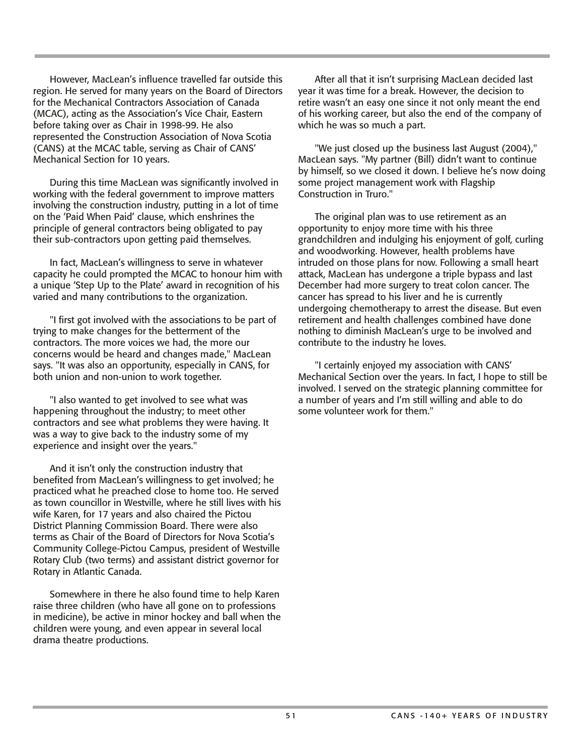However, MacLean's influence travelled far outside this region. He served for many years on the Board of Directors for the Mechanical Contractors Association of Canada (MCAC), acting as the Association's Vice Chair, Eastern before taking over as Chair in 1998-99. He also represented the Construction Association of Nova Scotia (CANS) at the MCAC table, serving as Chair of CANS' Mechanical Section for 10 years.

During this time MacLean was significantly involved in working with the federal government to improve matters involving the construction industry, putting in a lot of time on the 'Paid When Paid' clause, which enshrines the principle of general contractors being obligated to pay their sub-contractors upon getting paid themselves.

In fact, MacLean's willingness to serve in whatever capacity he could prompted the MCAC to honour him with a unique 'Step Up to the Plate' award in recognition of his varied and many contributions to the organization.

"I first got involved with the associations to be part of trying to make changes for the betterment of the contractors. The more voices we had, the more our concerns would be heard and changes made," MacLean says. "It was also an opportunity, especially in CANS, for both union and non-union to work together.

"I also wanted to get involved to see what was happening throughout the industry; to meet other contractors and see what problems they were having. It was a way to give back to the industry some of my experience and insight over the years."

And it isn't only the construction industry that benefited from MacLean's willingness to get involved; he practiced what he preached close to home too. He served as town councillor in Westville, where he still lives with his wife Karen, for 17 years and also chaired the Pictou District Planning Commission Board. There were also terms as Chair of the Board of Directors for Nova Scotia's Community College-Pictou Campus, president of Westville Rotary Club (two terms) and assistant district governor for Rotary in Atlantic Canada.

Somewhere in there he also found time to help Karen raise three children (who have all gone on to professions in medicine), be active in minor hockey and ball when the children were young, and even appear in several local drama theatre productions.

After all that it isn't surprising MacLean decided last year it was time for a break. However, the decision to retire wasn't an easy one since it not only meant the end of his working career, but also the end of the company of which he was so much a part.

"We just closed up the business last August (2004)," MacLean says. "My partner (Bill) didn't want to continue by himself, so we closed it down. I believe he's now doing some project management work with Flagship Construction in Truro."

The original plan was to use retirement as an opportunity to enjoy more time with his three grandchildren and indulging his enjoyment of golf, curling and woodworking. However, health problems have intruded on those plans for now. Following a small heart attack, MacLean has undergone a triple bypass and last December had more surgery to treat colon cancer. The cancer has spread to his liver and he is currently undergoing chemotherapy to arrest the disease. But even retirement and health challenges combined have done nothing to diminish MacLean's urge to be involved and contribute to the industry he loves.

"I certainly enjoyed my association with CANS' Mechanical Section over the years. In fact, I hope to still be involved. I served on the strategic planning committee for a number of years and I'm still willing and able to do some volunteer work for them."